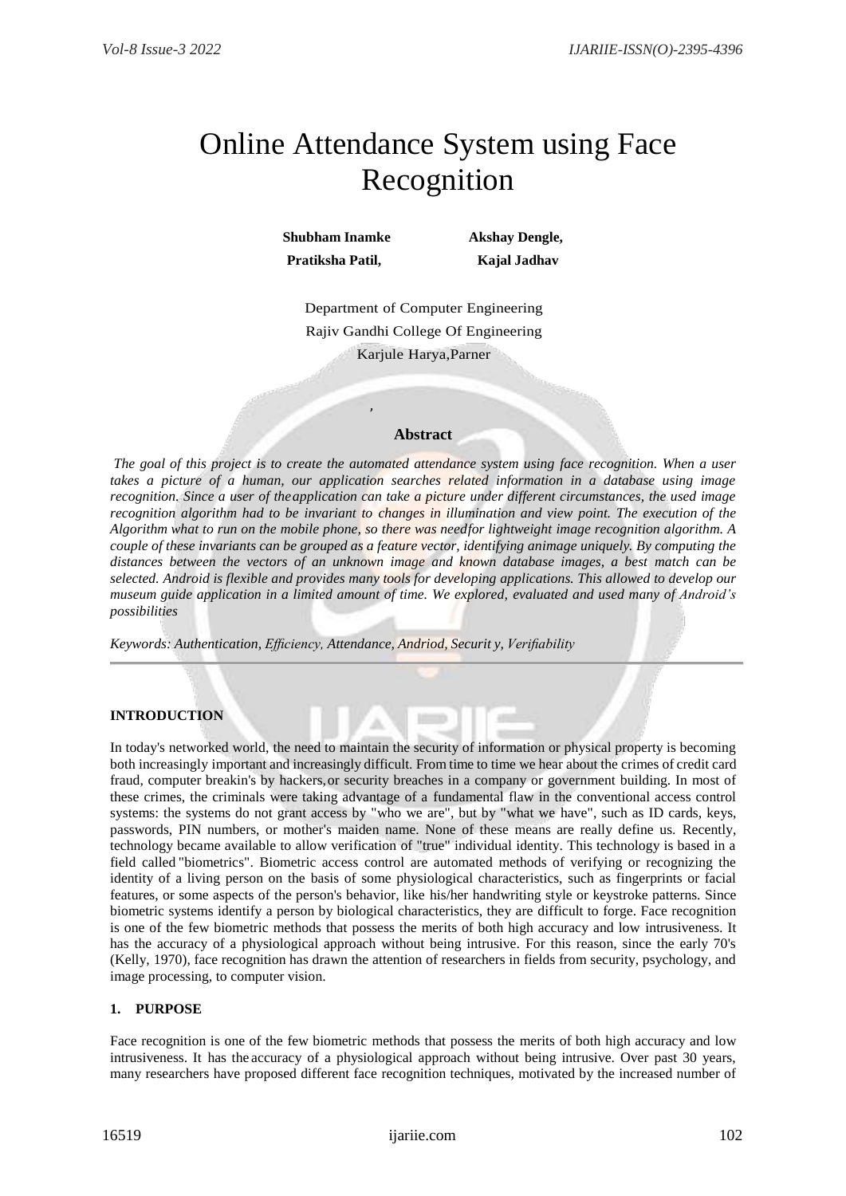# Online Attendance System using Face Recognition

**Shubham Inamke** **Akshay Dengle,**

**Pratiksha Patil,** **Kajal Jadhav**

Department of Computer Engineering

Rajiv Gandhi College Of Engineering

Karjule Harya,Parner

,

## Abstract

*The goal of this project is to create the automated attendance system using face recognition. When a user takes a picture of a human, our application searches related information in a database using image recognition. Since a user of theapplication can take a picture under different circumstances, the used image recognition algorithm had to be invariant to changes in illumination and view point. The execution of the Algorithm what to run on the mobile phone, so there was needfor lightweight image recognition algorithm. A couple of these invariants can be grouped as a feature vector, identifying animage uniquely. By computing the distances between the vectors of an unknown image and known database images, a best match can be selected. Android is flexible and provides many tools for developing applications. This allowed to develop our museum guide application in a limited amount of time. We explored, evaluated and used many of Android's possibilities*

*Keywords: Authentication, Efficiency, Attendance, Andriod, Securit y, Verifiability*

---

## INTRODUCTION

In today's networked world, the need to maintain the security of information or physical property is becoming both increasingly important and increasingly difficult. From time to time we hear about the crimes of credit card fraud, computer breakin's by hackers, or security breaches in a company or government building. In most of these crimes, the criminals were taking advantage of a fundamental flaw in the conventional access control systems: the systems do not grant access by "who we are", but by "what we have", such as ID cards, keys, passwords, PIN numbers, or mother's maiden name. None of these means are really define us. Recently, technology became available to allow verification of "true" individual identity. This technology is based in a field called "biometrics". Biometric access control are automated methods of verifying or recognizing the identity of a living person on the basis of some physiological characteristics, such as fingerprints or facial features, or some aspects of the person's behavior, like his/her handwriting style or keystroke patterns. Since biometric systems identify a person by biological characteristics, they are difficult to forge. Face recognition is one of the few biometric methods that possess the merits of both high accuracy and low intrusiveness. It has the accuracy of a physiological approach without being intrusive. For this reason, since the early 70's (Kelly, 1970), face recognition has drawn the attention of researchers in fields from security, psychology, and image processing, to computer vision.

## 1. PURPOSE

Face recognition is one of the few biometric methods that possess the merits of both high accuracy and low intrusiveness. It has the accuracy of a physiological approach without being intrusive. Over past 30 years, many researchers have proposed different face recognition techniques, motivated by the increased number of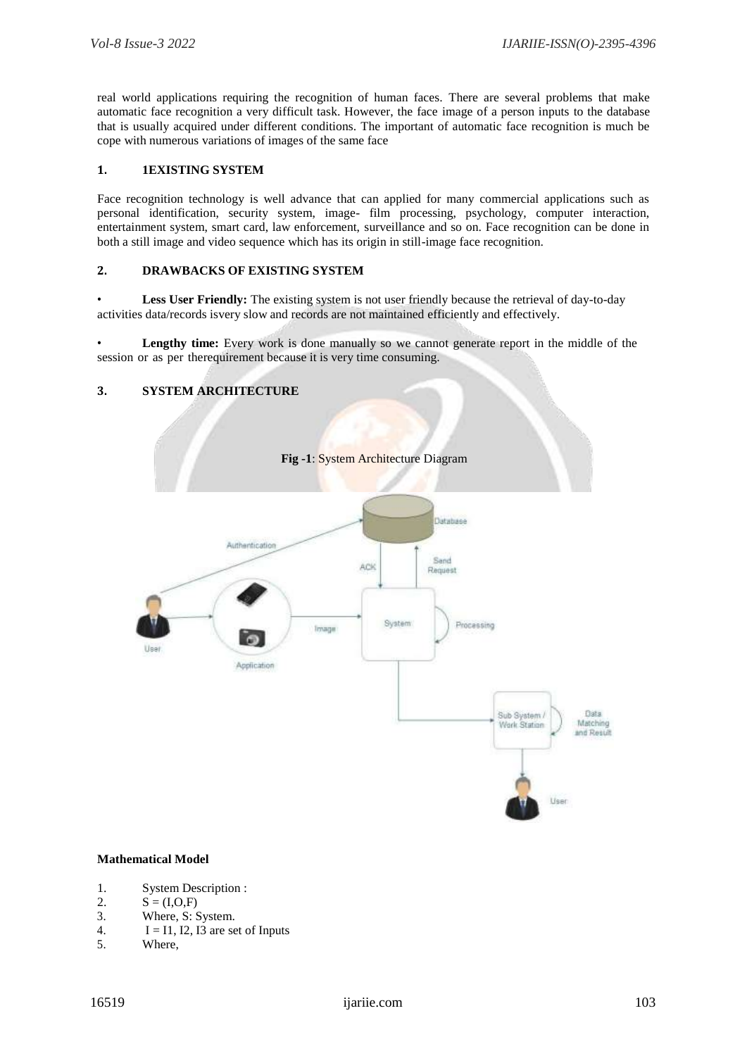real world applications requiring the recognition of human faces. There are several problems that make automatic face recognition a very difficult task. However, the face image of a person inputs to the database that is usually acquired under different conditions. The important of automatic face recognition is much be cope with numerous variations of images of the same face

## 1. 1EXISTING SYSTEM

Face recognition technology is well advance that can applied for many commercial applications such as personal identification, security system, image- film processing, psychology, computer interaction, entertainment system, smart card, law enforcement, surveillance and so on. Face recognition can be done in both a still image and video sequence which has its origin in still-image face recognition.

## 2. DRAWBACKS OF EXISTING SYSTEM

- **Less User Friendly:** The existing system is not user friendly because the retrieval of day-to-day activities data/records isvery slow and records are not maintained efficiently and effectively.
- **Lengthy time:** Every work is done manually so we cannot generate report in the middle of the session or as per therequirement because it is very time consuming.

## 3. SYSTEM ARCHITECTURE

**Fig -1**: System Architecture Diagram

**Mathematical Model**

1. System Description :
2. $S = (I,O,F)$
3. Where, S: System.
4. $I = I1, I2, I3$ are set of Inputs
5. Where,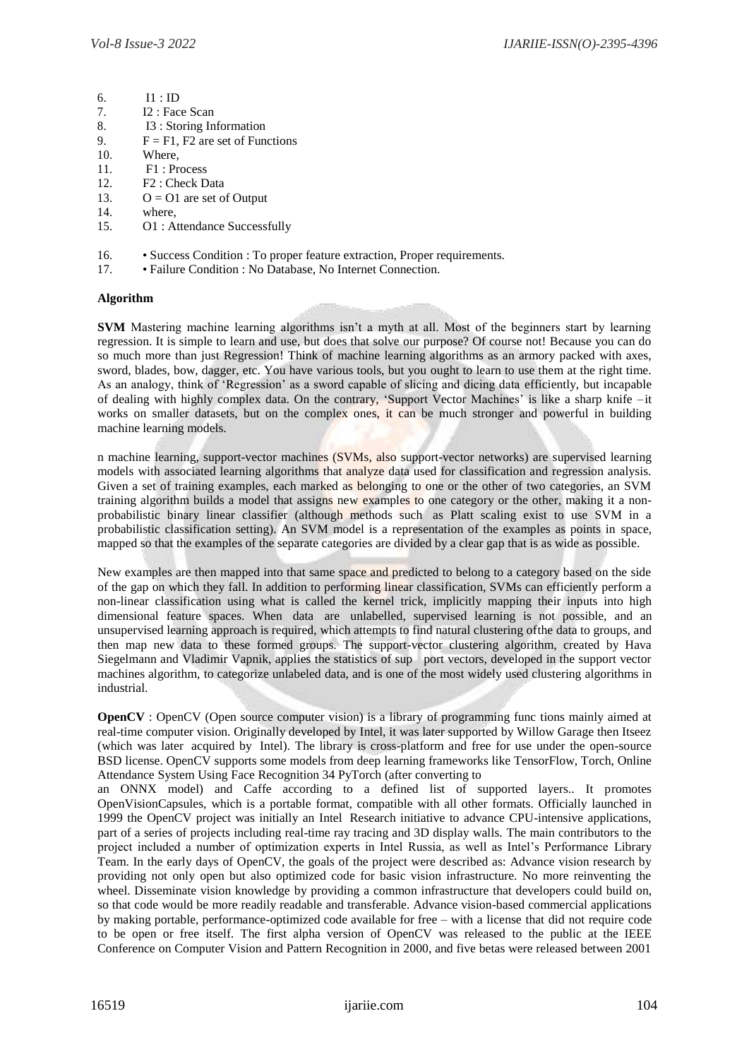6. I1 : ID
7. I2 : Face Scan
8. I3 : Storing Information
9. F = F1, F2 are set of Functions
10. Where,
11. F1 : Process
12. F2 : Check Data
13. O = O1 are set of Output
14. where,
15. O1 : Attendance Successfully

16. • Success Condition : To proper feature extraction, Proper requirements.
17. • Failure Condition : No Database, No Internet Connection.

**Algorithm**

**SVM** Mastering machine learning algorithms isn't a myth at all. Most of the beginners start by learning regression. It is simple to learn and use, but does that solve our purpose? Of course not! Because you can do so much more than just Regression! Think of machine learning algorithms as an armory packed with axes, sword, blades, bow, dagger, etc. You have various tools, but you ought to learn to use them at the right time. As an analogy, think of 'Regression' as a sword capable of slicing and dicing data efficiently, but incapable of dealing with highly complex data. On the contrary, 'Support Vector Machines' is like a sharp knife –it works on smaller datasets, but on the complex ones, it can be much stronger and powerful in building machine learning models.

n machine learning, support-vector machines (SVMs, also support-vector networks) are supervised learning models with associated learning algorithms that analyze data used for classification and regression analysis. Given a set of training examples, each marked as belonging to one or the other of two categories, an SVM training algorithm builds a model that assigns new examples to one category or the other, making it a non-probabilistic binary linear classifier (although methods such as Platt scaling exist to use SVM in a probabilistic classification setting). An SVM model is a representation of the examples as points in space, mapped so that the examples of the separate categories are divided by a clear gap that is as wide as possible.

New examples are then mapped into that same space and predicted to belong to a category based on the side of the gap on which they fall. In addition to performing linear classification, SVMs can efficiently perform a non-linear classification using what is called the kernel trick, implicitly mapping their inputs into high dimensional feature spaces. When data are unlabelled, supervised learning is not possible, and an unsupervised learning approach is required, which attempts to find natural clustering ofthe data to groups, and then map new data to these formed groups. The support-vector clustering algorithm, created by Hava Siegelmann and Vladimir Vapnik, applies the statistics of sup port vectors, developed in the support vector machines algorithm, to categorize unlabeled data, and is one of the most widely used clustering algorithms in industrial.

**OpenCV** : OpenCV (Open source computer vision) is a library of programming func tions mainly aimed at real-time computer vision. Originally developed by Intel, it was later supported by Willow Garage then Itseez (which was later acquired by Intel). The library is cross-platform and free for use under the open-source BSD license. OpenCV supports some models from deep learning frameworks like TensorFlow, Torch, Online Attendance System Using Face Recognition 34 PyTorch (after converting to an ONNX model) and Caffe according to a defined list of supported layers.. It promotes OpenVisionCapsules, which is a portable format, compatible with all other formats. Officially launched in 1999 the OpenCV project was initially an Intel Research initiative to advance CPU-intensive applications, part of a series of projects including real-time ray tracing and 3D display walls. The main contributors to the project included a number of optimization experts in Intel Russia, as well as Intel's Performance Library Team. In the early days of OpenCV, the goals of the project were described as: Advance vision research by providing not only open but also optimized code for basic vision infrastructure. No more reinventing the wheel. Disseminate vision knowledge by providing a common infrastructure that developers could build on, so that code would be more readily readable and transferable. Advance vision-based commercial applications by making portable, performance-optimized code available for free – with a license that did not require code to be open or free itself. The first alpha version of OpenCV was released to the public at the IEEE Conference on Computer Vision and Pattern Recognition in 2000, and five betas were released between 2001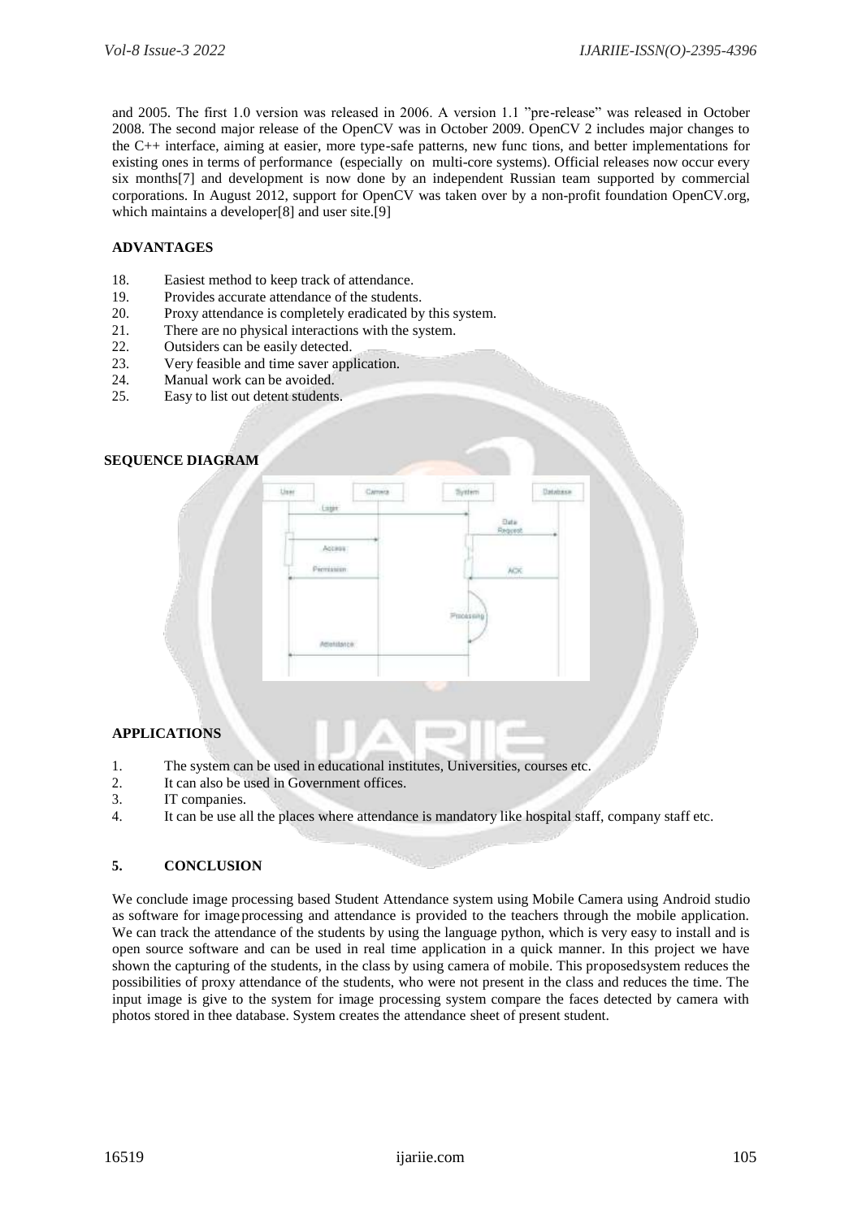and 2005. The first 1.0 version was released in 2006. A version 1.1 "pre-release" was released in October 2008. The second major release of the OpenCV was in October 2009. OpenCV 2 includes major changes to the C++ interface, aiming at easier, more type-safe patterns, new func tions, and better implementations for existing ones in terms of performance (especially on multi-core systems). Official releases now occur every six months[7] and development is now done by an independent Russian team supported by commercial corporations. In August 2012, support for OpenCV was taken over by a non-profit foundation OpenCV.org, which maintains a developer[8] and user site.[9]

### ADVANTAGES

18. Easiest method to keep track of attendance.
19. Provides accurate attendance of the students.
20. Proxy attendance is completely eradicated by this system.
21. There are no physical interactions with the system.
22. Outsiders can be easily detected.
23. Very feasible and time saver application.
24. Manual work can be avoided.
25. Easy to list out detent students.

### SEQUENCE DIAGRAM

### APPLICATIONS

1. The system can be used in educational institutes, Universities, courses etc.
2. It can also be used in Government offices.
3. IT companies.
4. It can be use all the places where attendance is mandatory like hospital staff, company staff etc.

## 5. CONCLUSION

We conclude image processing based Student Attendance system using Mobile Camera using Android studio as software for imageprocessing and attendance is provided to the teachers through the mobile application. We can track the attendance of the students by using the language python, which is very easy to install and is open source software and can be used in real time application in a quick manner. In this project we have shown the capturing of the students, in the class by using camera of mobile. This proposedsystem reduces the possibilities of proxy attendance of the students, who were not present in the class and reduces the time. The input image is give to the system for image processing system compare the faces detected by camera with photos stored in thee database. System creates the attendance sheet of present student.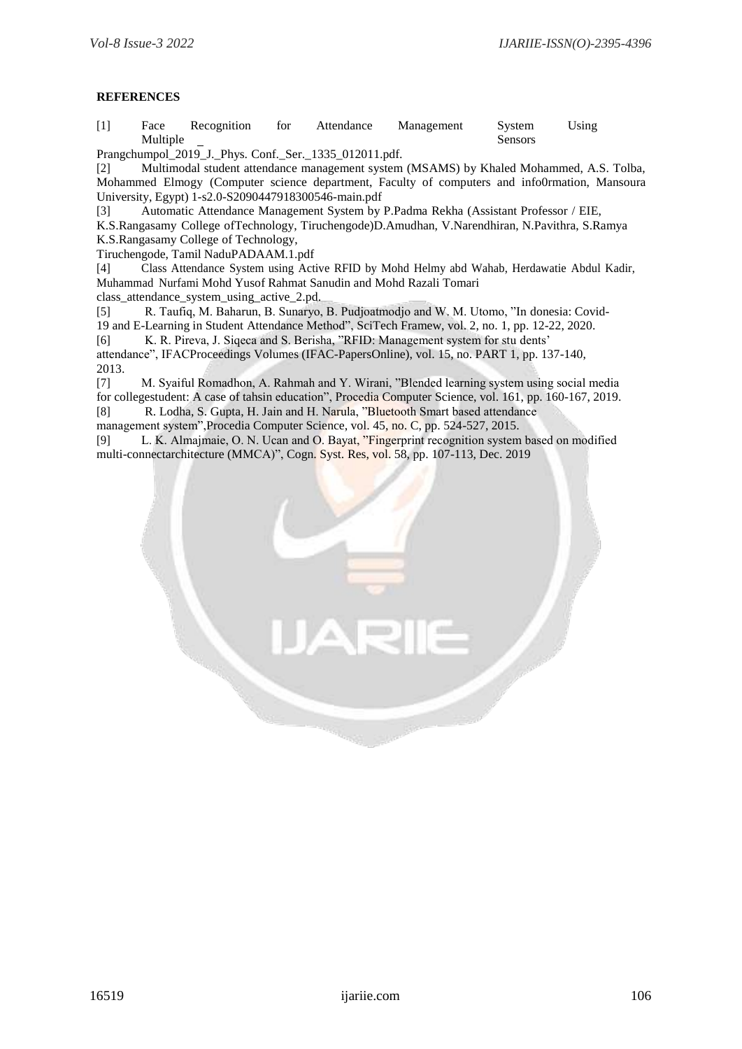**REFERENCES**

[1] Face Recognition for Attendance Management System Using Multiple _ Sensors Prangchumpol_2019_J._Phys. Conf._Ser._1335_012011.pdf.

[2] Multimodal student attendance management system (MSAMS) by Khaled Mohammed, A.S. Tolba, Mohammed Elmogy (Computer science department, Faculty of computers and info0rmation, Mansoura University, Egypt) 1-s2.0-S2090447918300546-main.pdf

[3] Automatic Attendance Management System by P.Padma Rekha (Assistant Professor / EIE, K.S.Rangasamy College ofTechnology, Tiruchengode)D.Amudhan, V.Narendhiran, N.Pavithra, S.Ramya K.S.Rangasamy College of Technology, Tiruchengode, Tamil NaduPADAAM.1.pdf

[4] Class Attendance System using Active RFID by Mohd Helmy abd Wahab, Herdawatie Abdul Kadir, Muhammad Nurfami Mohd Yusof Rahmat Sanudin and Mohd Razali Tomari class_attendance_system_using_active_2.pd.

[5] R. Taufiq, M. Baharun, B. Sunaryo, B. Pudjoatmodjo and W. M. Utomo, "In donesia: Covid-19 and E-Learning in Student Attendance Method", SciTech Framew, vol. 2, no. 1, pp. 12-22, 2020.

[6] K. R. Pireva, J. Siqeca and S. Berisha, "RFID: Management system for stu dents' attendance", IFACProceedings Volumes (IFAC-PapersOnline), vol. 15, no. PART 1, pp. 137-140, 2013.

[7] M. Syaiful Romadhon, A. Rahmah and Y. Wirani, "Blended learning system using social media for collegestudent: A case of tahsin education", Procedia Computer Science, vol. 161, pp. 160-167, 2019.

[8] R. Lodha, S. Gupta, H. Jain and H. Narula, "Bluetooth Smart based attendance management system",Procedia Computer Science, vol. 45, no. C, pp. 524-527, 2015.

[9] L. K. Almajmaie, O. N. Ucan and O. Bayat, "Fingerprint recognition system based on modified multi-connectarchitecture (MMCA)", Cogn. Syst. Res, vol. 58, pp. 107-113, Dec. 2019